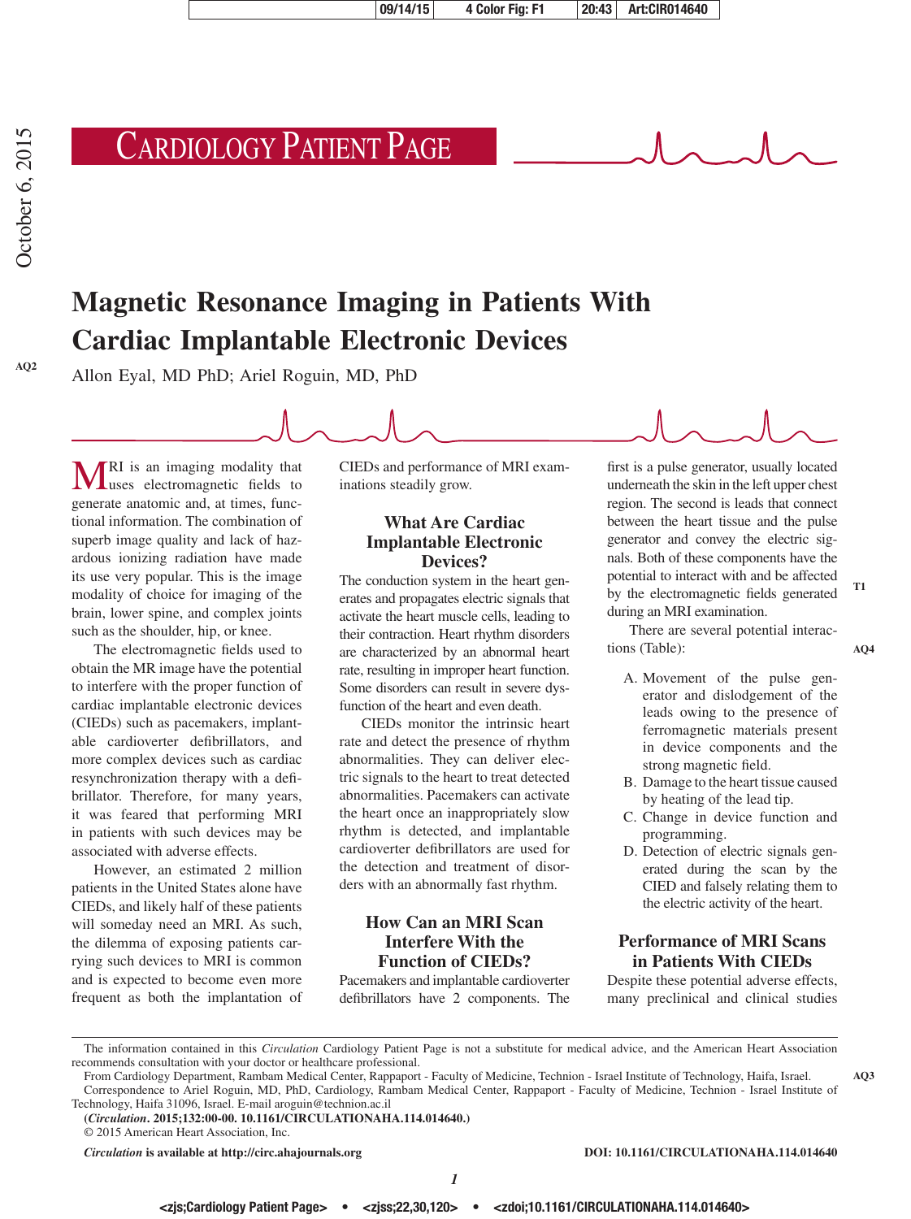# Cardiology Patient Page

# Magnetic Resonance Imaging in Patients With Cardiac Implantable Electronic Devices

Allon Eyal, MD PhD; Ariel Roguin, MD, PhD

MRI is an imaging modality that uses electromagnetic fields to generate anatomic and, at times, functional information. The combination of superb image quality and lack of hazardous ionizing radiation have made its use very popular. This is the image modality of choice for imaging of the brain, lower spine, and complex joints such as the shoulder, hip, or knee.

The electromagnetic fields used to obtain the MR image have the potential to interfere with the proper function of cardiac implantable electronic devices (CIEDs) such as pacemakers, implantable cardioverter defibrillators, and more complex devices such as cardiac resynchronization therapy with a defibrillator. Therefore, for many years, it was feared that performing MRI in patients with such devices may be associated with adverse effects.

However, an estimated 2 million patients in the United States alone have CIEDs, and likely half of these patients will someday need an MRI. As such, the dilemma of exposing patients carrying such devices to MRI is common and is expected to become even more frequent as both the implantation of CIEDs and performance of MRI examinations steadily grow.

## What Are Cardiac Implantable Electronic Devices?

The conduction system in the heart generates and propagates electric signals that activate the heart muscle cells, leading to their contraction. Heart rhythm disorders are characterized by an abnormal heart rate, resulting in improper heart function. Some disorders can result in severe dysfunction of the heart and even death.

CIEDs monitor the intrinsic heart rate and detect the presence of rhythm abnormalities. They can deliver electric signals to the heart to treat detected abnormalities. Pacemakers can activate the heart once an inappropriately slow rhythm is detected, and implantable cardioverter defibrillators are used for the detection and treatment of disorders with an abnormally fast rhythm.

## How Can an MRI Scan Interfere With the Function of CIEDs?

Pacemakers and implantable cardioverter defibrillators have 2 components. The first is a pulse generator, usually located underneath the skin in the left upper chest region. The second is leads that connect between the heart tissue and the pulse generator and convey the electric signals. Both of these components have the potential to interact with and be affected by the electromagnetic fields generated during an MRI examination.

There are several potential interactions (Table):

A. Movement of the pulse generator and dislodgement of the leads owing to the presence of ferromagnetic materials present in device components and the strong magnetic field.
B. Damage to the heart tissue caused by heating of the lead tip.
C. Change in device function and programming.
D. Detection of electric signals generated during the scan by the CIED and falsely relating them to the electric activity of the heart.

## Performance of MRI Scans in Patients With CIEDs

Despite these potential adverse effects, many preclinical and clinical studies

The information contained in this *Circulation* Cardiology Patient Page is not a substitute for medical advice, and the American Heart Association recommends consultation with your doctor or healthcare professional.

From Cardiology Department, Rambam Medical Center, Rappaport - Faculty of Medicine, Technion - Israel Institute of Technology, Haifa, Israel.

Correspondence to Ariel Roguin, MD, PhD, Cardiology, Rambam Medical Center, Rappaport - Faculty of Medicine, Technion - Israel Institute of Technology, Haifa 31096, Israel. E-mail aroguin@technion.ac.il

(*Circulation*. 2015;132:00-00. 10.1161/CIRCULATIONAHA.114.014640.)

© 2015 American Heart Association, Inc.

*Circulation* is available at http://circ.ahajournals.org — DOI: 10.1161/CIRCULATIONAHA.114.014640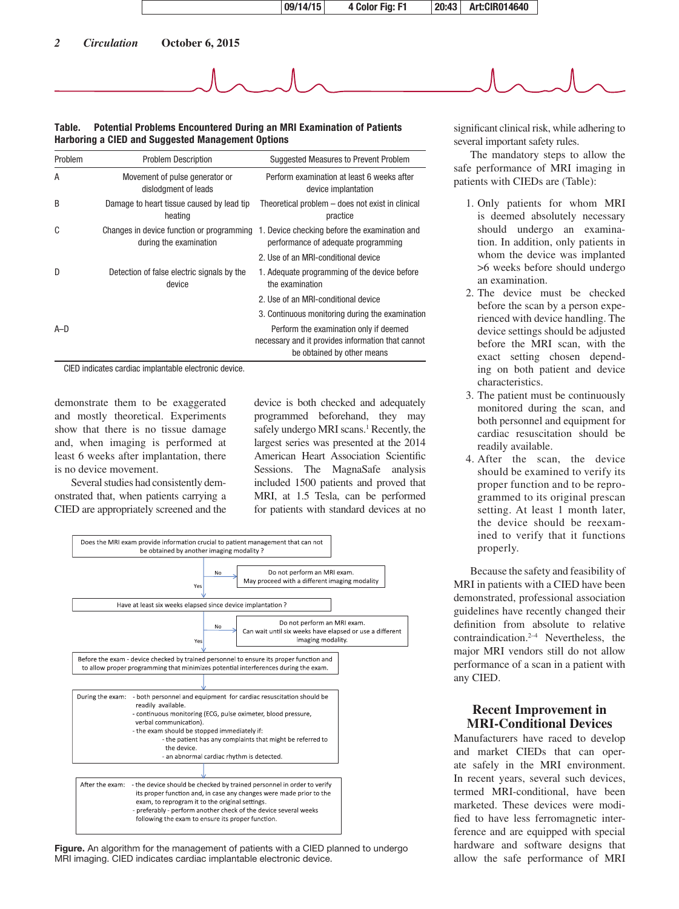**Table. Potential Problems Encountered During an MRI Examination of Patients Harboring a CIED and Suggested Management Options**

| Problem | Problem Description | Suggested Measures to Prevent Problem |
|---|---|---|
| A | Movement of pulse generator or dislodgment of leads | Perform examination at least 6 weeks after device implantation |
| B | Damage to heart tissue caused by lead tip heating | Theoretical problem – does not exist in clinical practice |
| C | Changes in device function or programming during the examination | 1. Device checking before the examination and performance of adequate programming |
| | | 2. Use of an MRI-conditional device |
| D | Detection of false electric signals by the device | 1. Adequate programming of the device before the examination |
| | | 2. Use of an MRI-conditional device |
| | | 3. Continuous monitoring during the examination |
| A–D | | Perform the examination only if deemed necessary and it provides information that cannot be obtained by other means |

CIED indicates cardiac implantable electronic device.

demonstrate them to be exaggerated and mostly theoretical. Experiments show that there is no tissue damage and, when imaging is performed at least 6 weeks after implantation, there is no device movement.

Several studies had consistently demonstrated that, when patients carrying a CIED are appropriately screened and the device is both checked and adequately programmed beforehand, they may safely undergo MRI scans.[1] Recently, the largest series was presented at the 2014 American Heart Association Scientific Sessions. The MagnaSafe analysis included 1500 patients and proved that MRI, at 1.5 Tesla, can be performed for patients with standard devices at no significant clinical risk, while adhering to several important safety rules.

The mandatory steps to allow the safe performance of MRI imaging in patients with CIEDs are (Table):

1. Only patients for whom MRI is deemed absolutely necessary should undergo an examination. In addition, only patients in whom the device was implanted >6 weeks before should undergo an examination.
2. The device must be checked before the scan by a person experienced with device handling. The device settings should be adjusted before the MRI scan, with the exact setting chosen depending on both patient and device characteristics.
3. The patient must be continuously monitored during the scan, and both personnel and equipment for cardiac resuscitation should be readily available.
4. After the scan, the device should be examined to verify its proper function and to be reprogrammed to its original prescan setting. At least 1 month later, the device should be reexamined to verify that it functions properly.

Because the safety and feasibility of MRI in patients with a CIED have been demonstrated, professional association guidelines have recently changed their definition from absolute to relative contraindication.[2–4] Nevertheless, the major MRI vendors still do not allow performance of a scan in a patient with any CIED.

Does the MRI exam provide information crucial to patient management that can not be obtained by another imaging modality ?

- No → Do not perform an MRI exam. May proceed with a different imaging modality
- Yes ↓

Have at least six weeks elapsed since device implantation ?

- No → Do not perform an MRI exam. Can wait until six weeks have elapsed or use a different imaging modality.
- Yes ↓

Before the exam - device checked by trained personnel to ensure its proper function and to allow proper programming that minimizes potential interferences during the exam.

During the exam:
- both personnel and equipment for cardiac resuscitation should be readily available.
- continuous monitoring (ECG, pulse oximeter, blood pressure, verbal communication).
- the exam should be stopped immediately if:
  - the patient has any complaints that might be referred to the device.
  - an abnormal cardiac rhythm is detected.

After the exam:
- the device should be checked by trained personnel in order to verify its proper function and, in case any changes were made prior to the exam, to reprogram it to the original settings.
- preferably - perform another check of the device several weeks following the exam to ensure its proper function.

**Figure.** An algorithm for the management of patients with a CIED planned to undergo MRI imaging. CIED indicates cardiac implantable electronic device.

## Recent Improvement in MRI-Conditional Devices

Manufacturers have raced to develop and market CIEDs that can operate safely in the MRI environment. In recent years, several such devices, termed MRI-conditional, have been marketed. These devices were modified to have less ferromagnetic interference and are equipped with special hardware and software designs that allow the safe performance of MRI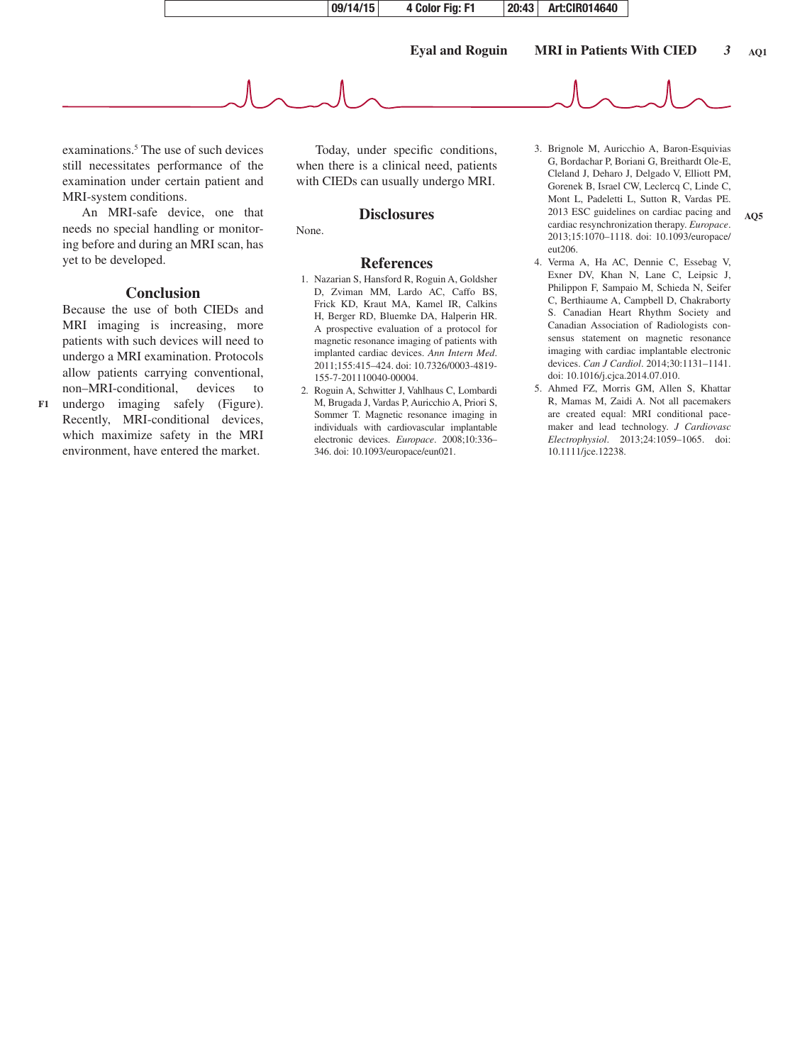examinations.[5] The use of such devices still necessitates performance of the examination under certain patient and MRI-system conditions.

An MRI-safe device, one that needs no special handling or monitoring before and during an MRI scan, has yet to be developed.

## Conclusion

Because the use of both CIEDs and MRI imaging is increasing, more patients with such devices will need to undergo a MRI examination. Protocols allow patients carrying conventional, non–MRI-conditional, devices to undergo imaging safely (Figure). Recently, MRI-conditional devices, which maximize safety in the MRI environment, have entered the market.

Today, under specific conditions, when there is a clinical need, patients with CIEDs can usually undergo MRI.

## Disclosures

None.

## References

1. Nazarian S, Hansford R, Roguin A, Goldsher D, Zviman MM, Lardo AC, Caffo BS, Frick KD, Kraut MA, Kamel IR, Calkins H, Berger RD, Bluemke DA, Halperin HR. A prospective evaluation of a protocol for magnetic resonance imaging of patients with implanted cardiac devices. *Ann Intern Med*. 2011;155:415–424. doi: 10.7326/0003-4819-155-7-201110040-00004.
2. Roguin A, Schwitter J, Vahlhaus C, Lombardi M, Brugada J, Vardas P, Auricchio A, Priori S, Sommer T. Magnetic resonance imaging in individuals with cardiovascular implantable electronic devices. *Europace*. 2008;10:336–346. doi: 10.1093/europace/eun021.
3. Brignole M, Auricchio A, Baron-Esquivias G, Bordachar P, Boriani G, Breithardt Ole-E, Cleland J, Deharo J, Delgado V, Elliott PM, Gorenek B, Israel CW, Leclercq C, Linde C, Mont L, Padeletti L, Sutton R, Vardas PE. 2013 ESC guidelines on cardiac pacing and cardiac resynchronization therapy. *Europace*. 2013;15:1070–1118. doi: 10.1093/europace/eut206.
4. Verma A, Ha AC, Dennie C, Essebag V, Exner DV, Khan N, Lane C, Leipsic J, Philippon F, Sampaio M, Schieda N, Seifer C, Berthiaume A, Campbell D, Chakraborty S. Canadian Heart Rhythm Society and Canadian Association of Radiologists consensus statement on magnetic resonance imaging with cardiac implantable electronic devices. *Can J Cardiol*. 2014;30:1131–1141. doi: 10.1016/j.cjca.2014.07.010.
5. Ahmed FZ, Morris GM, Allen S, Khattar R, Mamas M, Zaidi A. Not all pacemakers are created equal: MRI conditional pacemaker and lead technology. *J Cardiovasc Electrophysiol*. 2013;24:1059–1065. doi: 10.1111/jce.12238.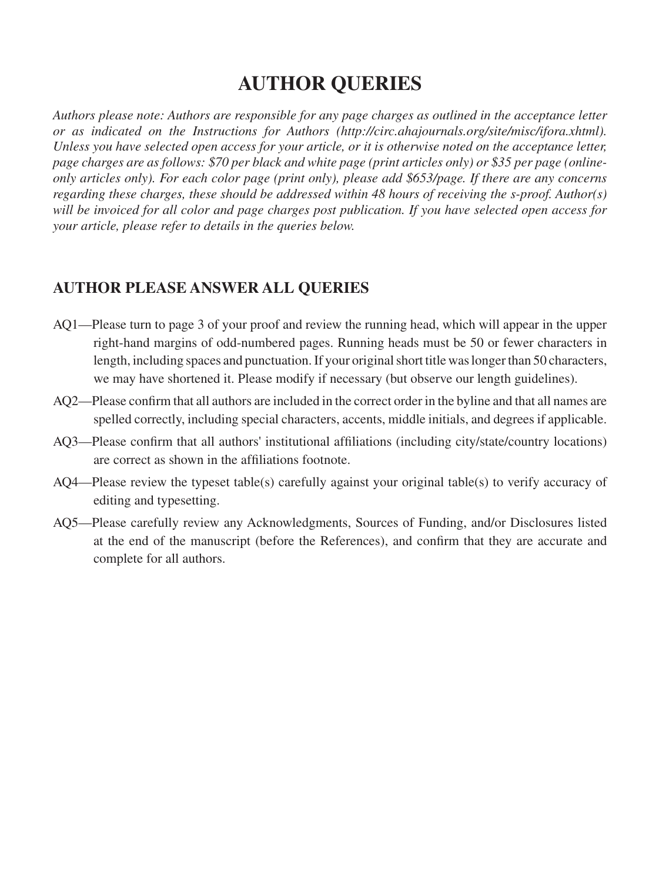# AUTHOR QUERIES

*Authors please note: Authors are responsible for any page charges as outlined in the acceptance letter or as indicated on the Instructions for Authors (http://circ.ahajournals.org/site/misc/ifora.xhtml). Unless you have selected open access for your article, or it is otherwise noted on the acceptance letter, page charges are as follows: $70 per black and white page (print articles only) or $35 per page (online-only articles only). For each color page (print only), please add $653/page. If there are any concerns regarding these charges, these should be addressed within 48 hours of receiving the s-proof. Author(s) will be invoiced for all color and page charges post publication. If you have selected open access for your article, please refer to details in the queries below.*

## AUTHOR PLEASE ANSWER ALL QUERIES

AQ1—Please turn to page 3 of your proof and review the running head, which will appear in the upper right-hand margins of odd-numbered pages. Running heads must be 50 or fewer characters in length, including spaces and punctuation. If your original short title was longer than 50 characters, we may have shortened it. Please modify if necessary (but observe our length guidelines).

AQ2—Please confirm that all authors are included in the correct order in the byline and that all names are spelled correctly, including special characters, accents, middle initials, and degrees if applicable.

AQ3—Please confirm that all authors' institutional affiliations (including city/state/country locations) are correct as shown in the affiliations footnote.

AQ4—Please review the typeset table(s) carefully against your original table(s) to verify accuracy of editing and typesetting.

AQ5—Please carefully review any Acknowledgments, Sources of Funding, and/or Disclosures listed at the end of the manuscript (before the References), and confirm that they are accurate and complete for all authors.